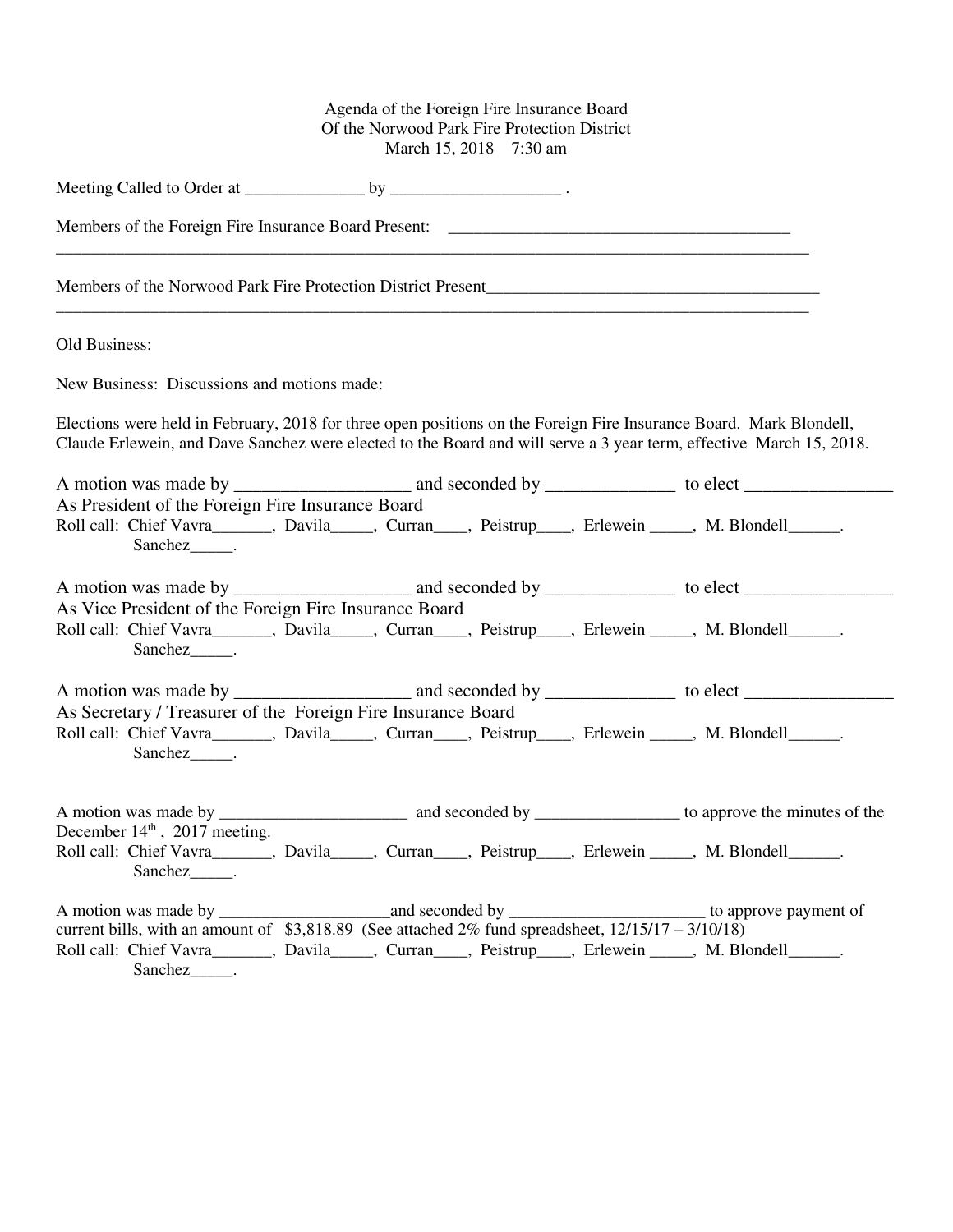Agenda of the Foreign Fire Insurance Board
Of the Norwood Park Fire Protection District
March 15, 2018 7:30 am

Meeting Called to Order at ______________ by ____________________ .

Members of the Foreign Fire Insurance Board Present: ________________________________________
______________________________________________________________________________________________

Members of the Norwood Park Fire Protection District Present________________________________________
______________________________________________________________________________________________

Old Business:

New Business: Discussions and motions made:

Elections were held in February, 2018 for three open positions on the Foreign Fire Insurance Board. Mark Blondell, Claude Erlewein, and Dave Sanchez were elected to the Board and will serve a 3 year term, effective March 15, 2018.

A motion was made by ___________________ and seconded by ______________ to elect ________________
As President of the Foreign Fire Insurance Board
Roll call: Chief Vavra_______, Davila_____, Curran____, Peistrup____, Erlewein _____, M. Blondell______.
Sanchez_____.

A motion was made by ___________________ and seconded by ______________ to elect ________________
As Vice President of the Foreign Fire Insurance Board
Roll call: Chief Vavra_______, Davila_____, Curran____, Peistrup____, Erlewein _____, M. Blondell______.
Sanchez_____.

A motion was made by ___________________ and seconded by ______________ to elect ________________
As Secretary / Treasurer of the Foreign Fire Insurance Board
Roll call: Chief Vavra_______, Davila_____, Curran____, Peistrup____, Erlewein _____, M. Blondell______.
Sanchez_____.

A motion was made by ______________________ and seconded by _________________ to approve the minutes of the December 14th , 2017 meeting.
Roll call: Chief Vavra_______, Davila_____, Curran____, Peistrup____, Erlewein _____, M. Blondell______.
Sanchez_____.

A motion was made by ____________________and seconded by _______________________ to approve payment of current bills, with an amount of $3,818.89 (See attached 2% fund spreadsheet, 12/15/17 – 3/10/18)
Roll call: Chief Vavra_______, Davila_____, Curran____, Peistrup____, Erlewein _____, M. Blondell______.
Sanchez_____.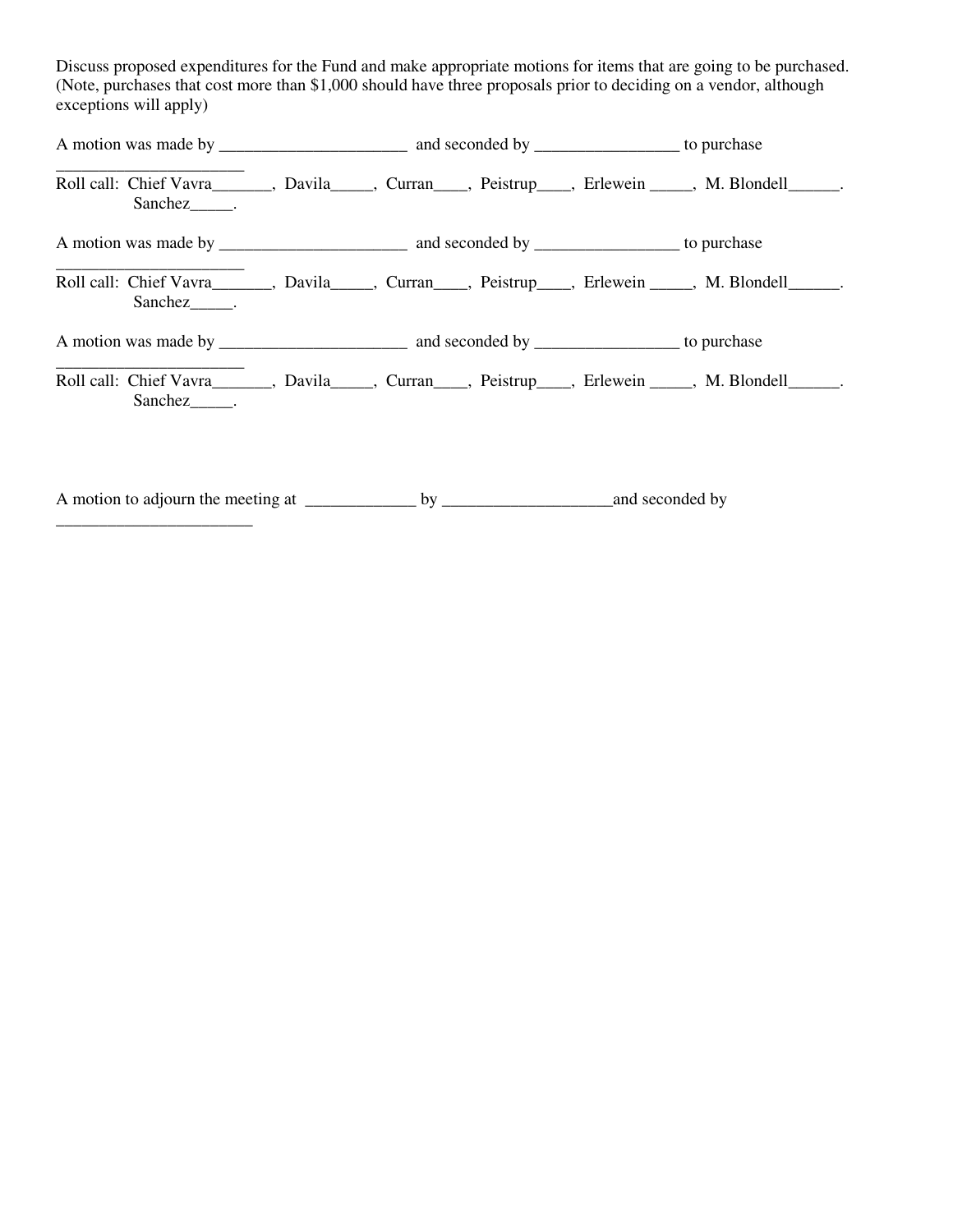Discuss proposed expenditures for the Fund and make appropriate motions for items that are going to be purchased. (Note, purchases that cost more than $1,000 should have three proposals prior to deciding on a vendor, although exceptions will apply)

A motion was made by ______________________ and seconded by _________________ to purchase ______________________

Roll call: Chief Vavra_______, Davila_____, Curran____, Peistrup____, Erlewein _____, M. Blondell______. Sanchez_____.

A motion was made by ______________________ and seconded by _________________ to purchase ______________________

Roll call: Chief Vavra_______, Davila_____, Curran____, Peistrup____, Erlewein _____, M. Blondell______. Sanchez_____.

A motion was made by ______________________ and seconded by _________________ to purchase ______________________

Roll call: Chief Vavra_______, Davila_____, Curran____, Peistrup____, Erlewein _____, M. Blondell______. Sanchez_____.

A motion to adjourn the meeting at _____________ by ____________________and seconded by _______________________